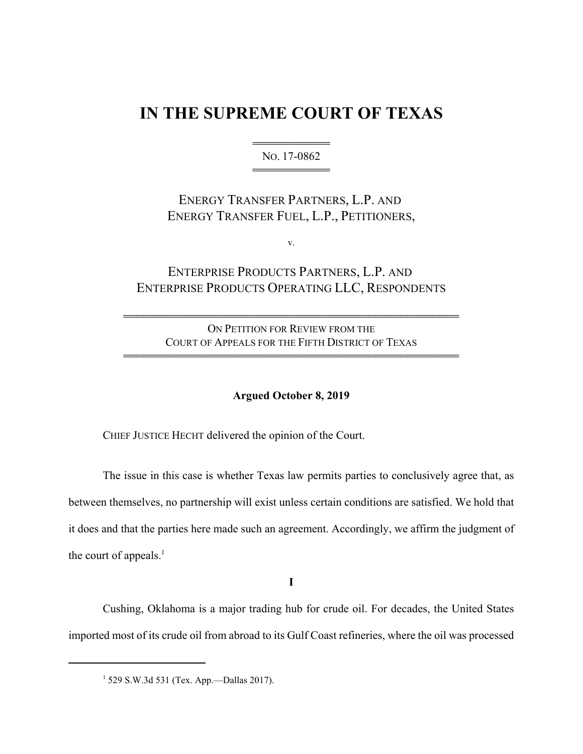# IN THE SUPREME COURT OF TEXAS

NO. 17-0862

ENERGY TRANSFER PARTNERS, L.P. AND
ENERGY TRANSFER FUEL, L.P., PETITIONERS,

v.

ENTERPRISE PRODUCTS PARTNERS, L.P. AND
ENTERPRISE PRODUCTS OPERATING LLC, RESPONDENTS

ON PETITION FOR REVIEW FROM THE
COURT OF APPEALS FOR THE FIFTH DISTRICT OF TEXAS

**Argued October 8, 2019**

CHIEF JUSTICE HECHT delivered the opinion of the Court.

The issue in this case is whether Texas law permits parties to conclusively agree that, as between themselves, no partnership will exist unless certain conditions are satisfied. We hold that it does and that the parties here made such an agreement. Accordingly, we affirm the judgment of the court of appeals.[1]

**I**

Cushing, Oklahoma is a major trading hub for crude oil. For decades, the United States imported most of its crude oil from abroad to its Gulf Coast refineries, where the oil was processed

[1] 529 S.W.3d 531 (Tex. App.—Dallas 2017).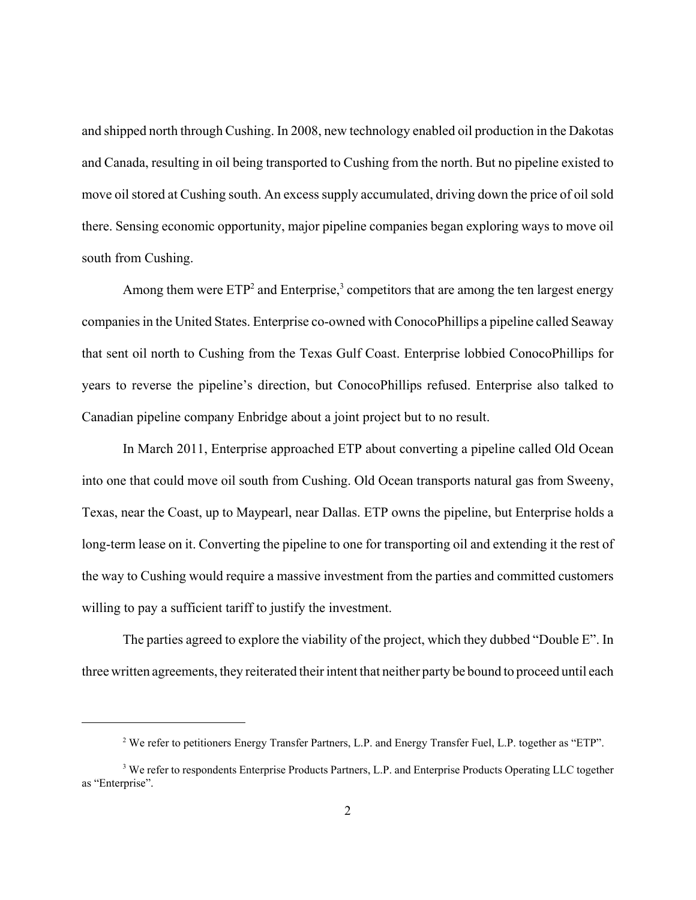and shipped north through Cushing. In 2008, new technology enabled oil production in the Dakotas and Canada, resulting in oil being transported to Cushing from the north. But no pipeline existed to move oil stored at Cushing south. An excess supply accumulated, driving down the price of oil sold there. Sensing economic opportunity, major pipeline companies began exploring ways to move oil south from Cushing.

Among them were ETP[2] and Enterprise,[3] competitors that are among the ten largest energy companies in the United States. Enterprise co-owned with ConocoPhillips a pipeline called Seaway that sent oil north to Cushing from the Texas Gulf Coast. Enterprise lobbied ConocoPhillips for years to reverse the pipeline's direction, but ConocoPhillips refused. Enterprise also talked to Canadian pipeline company Enbridge about a joint project but to no result.

In March 2011, Enterprise approached ETP about converting a pipeline called Old Ocean into one that could move oil south from Cushing. Old Ocean transports natural gas from Sweeny, Texas, near the Coast, up to Maypearl, near Dallas. ETP owns the pipeline, but Enterprise holds a long-term lease on it. Converting the pipeline to one for transporting oil and extending it the rest of the way to Cushing would require a massive investment from the parties and committed customers willing to pay a sufficient tariff to justify the investment.

The parties agreed to explore the viability of the project, which they dubbed "Double E". In three written agreements, they reiterated their intent that neither party be bound to proceed until each

---

[2] We refer to petitioners Energy Transfer Partners, L.P. and Energy Transfer Fuel, L.P. together as "ETP".

[3] We refer to respondents Enterprise Products Partners, L.P. and Enterprise Products Operating LLC together as "Enterprise".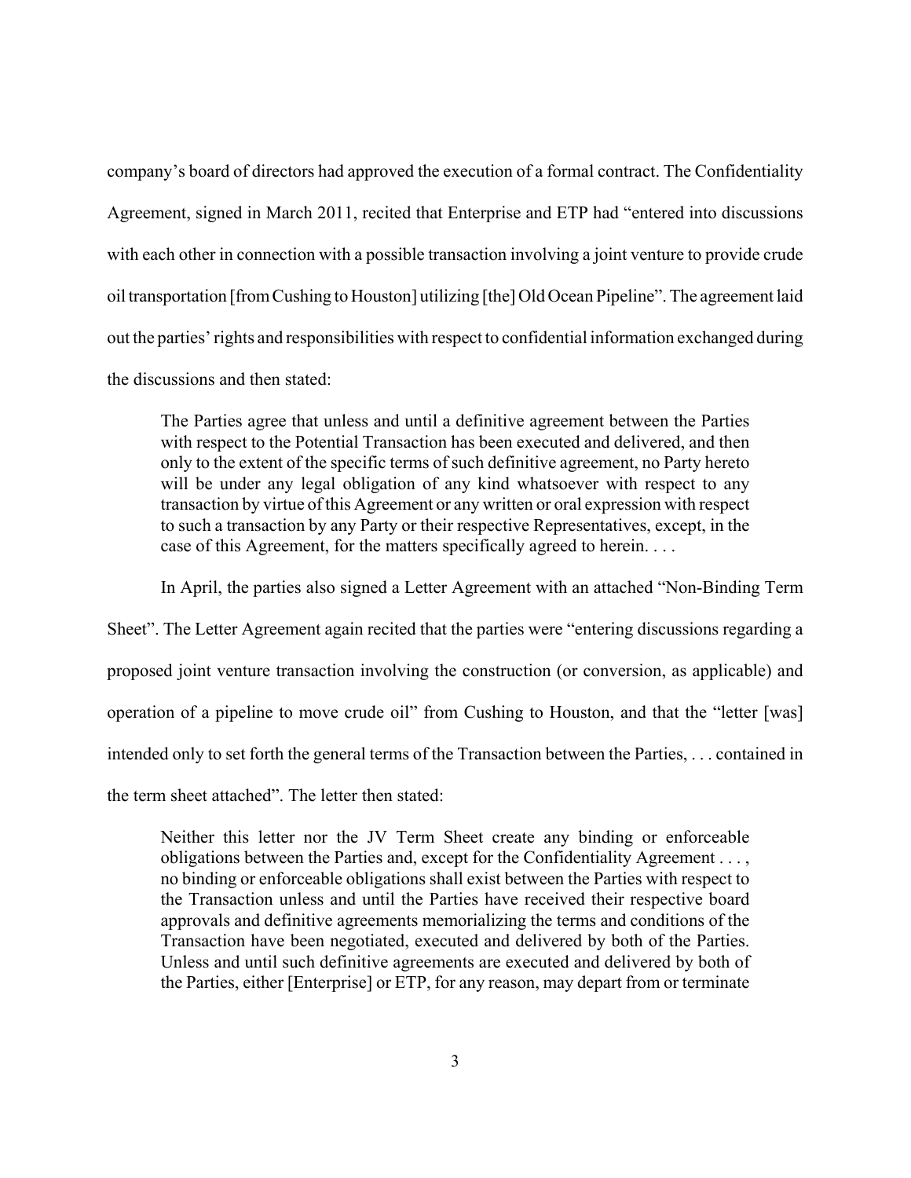company's board of directors had approved the execution of a formal contract. The Confidentiality Agreement, signed in March 2011, recited that Enterprise and ETP had "entered into discussions with each other in connection with a possible transaction involving a joint venture to provide crude oil transportation [from Cushing to Houston] utilizing [the] Old Ocean Pipeline". The agreement laid out the parties' rights and responsibilities with respect to confidential information exchanged during the discussions and then stated:

> The Parties agree that unless and until a definitive agreement between the Parties with respect to the Potential Transaction has been executed and delivered, and then only to the extent of the specific terms of such definitive agreement, no Party hereto will be under any legal obligation of any kind whatsoever with respect to any transaction by virtue of this Agreement or any written or oral expression with respect to such a transaction by any Party or their respective Representatives, except, in the case of this Agreement, for the matters specifically agreed to herein. . . .

In April, the parties also signed a Letter Agreement with an attached "Non-Binding Term Sheet". The Letter Agreement again recited that the parties were "entering discussions regarding a proposed joint venture transaction involving the construction (or conversion, as applicable) and operation of a pipeline to move crude oil" from Cushing to Houston, and that the "letter [was] intended only to set forth the general terms of the Transaction between the Parties, . . . contained in the term sheet attached". The letter then stated:

> Neither this letter nor the JV Term Sheet create any binding or enforceable obligations between the Parties and, except for the Confidentiality Agreement . . . , no binding or enforceable obligations shall exist between the Parties with respect to the Transaction unless and until the Parties have received their respective board approvals and definitive agreements memorializing the terms and conditions of the Transaction have been negotiated, executed and delivered by both of the Parties. Unless and until such definitive agreements are executed and delivered by both of the Parties, either [Enterprise] or ETP, for any reason, may depart from or terminate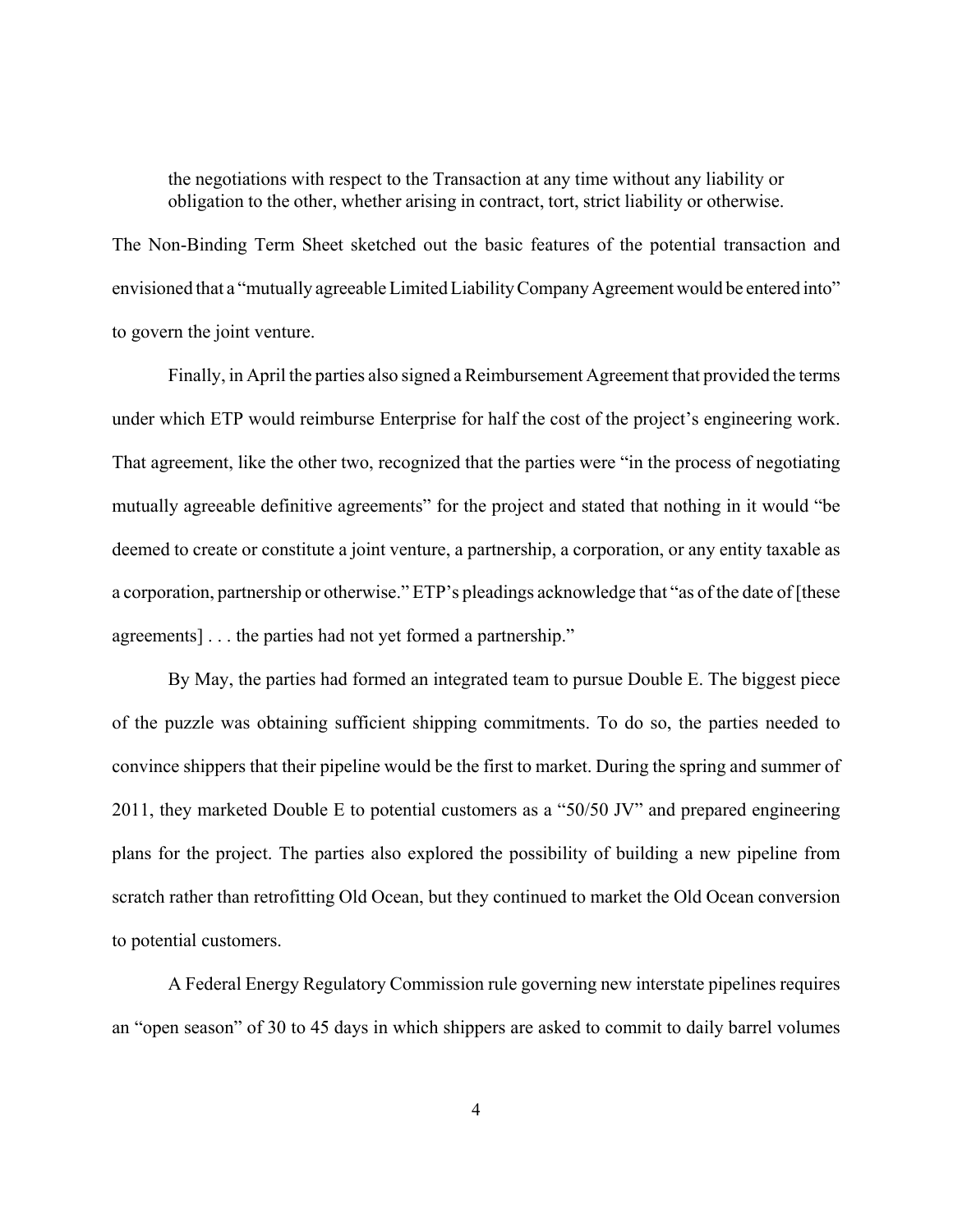> the negotiations with respect to the Transaction at any time without any liability or obligation to the other, whether arising in contract, tort, strict liability or otherwise.

The Non-Binding Term Sheet sketched out the basic features of the potential transaction and envisioned that a "mutually agreeable Limited Liability Company Agreement would be entered into" to govern the joint venture.

Finally, in April the parties also signed a Reimbursement Agreement that provided the terms under which ETP would reimburse Enterprise for half the cost of the project's engineering work. That agreement, like the other two, recognized that the parties were "in the process of negotiating mutually agreeable definitive agreements" for the project and stated that nothing in it would "be deemed to create or constitute a joint venture, a partnership, a corporation, or any entity taxable as a corporation, partnership or otherwise." ETP's pleadings acknowledge that "as of the date of [these agreements] . . . the parties had not yet formed a partnership."

By May, the parties had formed an integrated team to pursue Double E. The biggest piece of the puzzle was obtaining sufficient shipping commitments. To do so, the parties needed to convince shippers that their pipeline would be the first to market. During the spring and summer of 2011, they marketed Double E to potential customers as a "50/50 JV" and prepared engineering plans for the project. The parties also explored the possibility of building a new pipeline from scratch rather than retrofitting Old Ocean, but they continued to market the Old Ocean conversion to potential customers.

A Federal Energy Regulatory Commission rule governing new interstate pipelines requires an "open season" of 30 to 45 days in which shippers are asked to commit to daily barrel volumes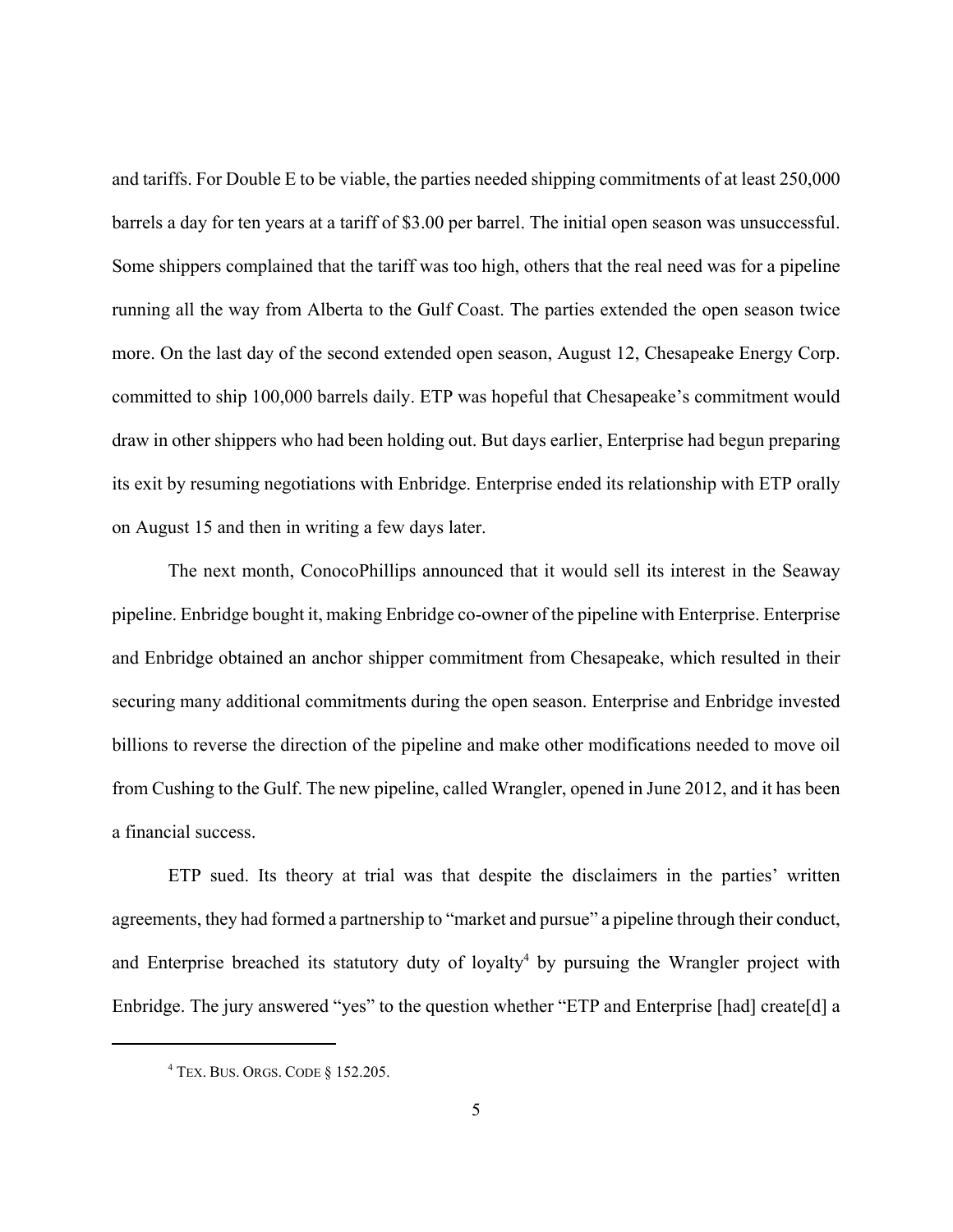and tariffs. For Double E to be viable, the parties needed shipping commitments of at least 250,000 barrels a day for ten years at a tariff of $3.00 per barrel. The initial open season was unsuccessful. Some shippers complained that the tariff was too high, others that the real need was for a pipeline running all the way from Alberta to the Gulf Coast. The parties extended the open season twice more. On the last day of the second extended open season, August 12, Chesapeake Energy Corp. committed to ship 100,000 barrels daily. ETP was hopeful that Chesapeake's commitment would draw in other shippers who had been holding out. But days earlier, Enterprise had begun preparing its exit by resuming negotiations with Enbridge. Enterprise ended its relationship with ETP orally on August 15 and then in writing a few days later.

The next month, ConocoPhillips announced that it would sell its interest in the Seaway pipeline. Enbridge bought it, making Enbridge co-owner of the pipeline with Enterprise. Enterprise and Enbridge obtained an anchor shipper commitment from Chesapeake, which resulted in their securing many additional commitments during the open season. Enterprise and Enbridge invested billions to reverse the direction of the pipeline and make other modifications needed to move oil from Cushing to the Gulf. The new pipeline, called Wrangler, opened in June 2012, and it has been a financial success.

ETP sued. Its theory at trial was that despite the disclaimers in the parties' written agreements, they had formed a partnership to "market and pursue" a pipeline through their conduct, and Enterprise breached its statutory duty of loyalty[4] by pursuing the Wrangler project with Enbridge. The jury answered "yes" to the question whether "ETP and Enterprise [had] create[d] a

[4] TEX. BUS. ORGS. CODE § 152.205.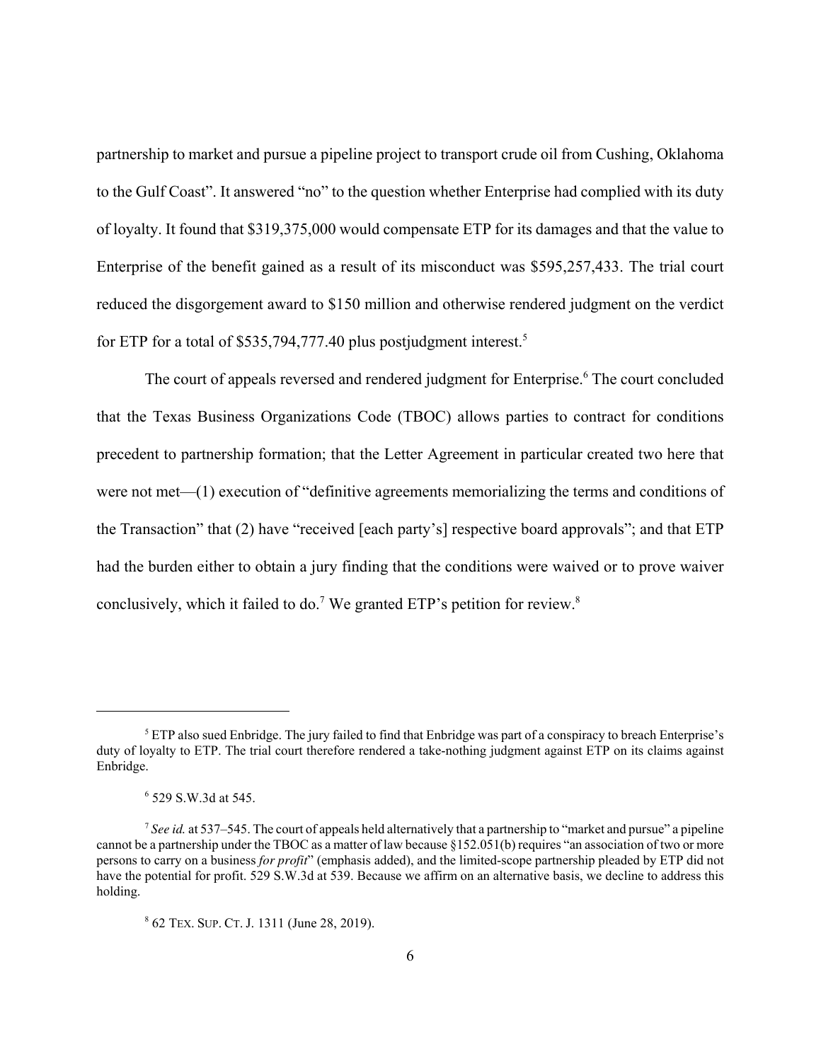partnership to market and pursue a pipeline project to transport crude oil from Cushing, Oklahoma to the Gulf Coast". It answered "no" to the question whether Enterprise had complied with its duty of loyalty. It found that $319,375,000 would compensate ETP for its damages and that the value to Enterprise of the benefit gained as a result of its misconduct was $595,257,433. The trial court reduced the disgorgement award to $150 million and otherwise rendered judgment on the verdict for ETP for a total of $535,794,777.40 plus postjudgment interest.[5]

The court of appeals reversed and rendered judgment for Enterprise.[6] The court concluded that the Texas Business Organizations Code (TBOC) allows parties to contract for conditions precedent to partnership formation; that the Letter Agreement in particular created two here that were not met—(1) execution of "definitive agreements memorializing the terms and conditions of the Transaction" that (2) have "received [each party's] respective board approvals"; and that ETP had the burden either to obtain a jury finding that the conditions were waived or to prove waiver conclusively, which it failed to do.[7] We granted ETP's petition for review.[8]

---

[5] ETP also sued Enbridge. The jury failed to find that Enbridge was part of a conspiracy to breach Enterprise's duty of loyalty to ETP. The trial court therefore rendered a take-nothing judgment against ETP on its claims against Enbridge.

[6] 529 S.W.3d at 545.

[7] *See id.* at 537–545. The court of appeals held alternatively that a partnership to "market and pursue" a pipeline cannot be a partnership under the TBOC as a matter of law because §152.051(b) requires "an association of two or more persons to carry on a business *for profit*" (emphasis added), and the limited-scope partnership pleaded by ETP did not have the potential for profit. 529 S.W.3d at 539. Because we affirm on an alternative basis, we decline to address this holding.

[8] 62 TEX. SUP. CT. J. 1311 (June 28, 2019).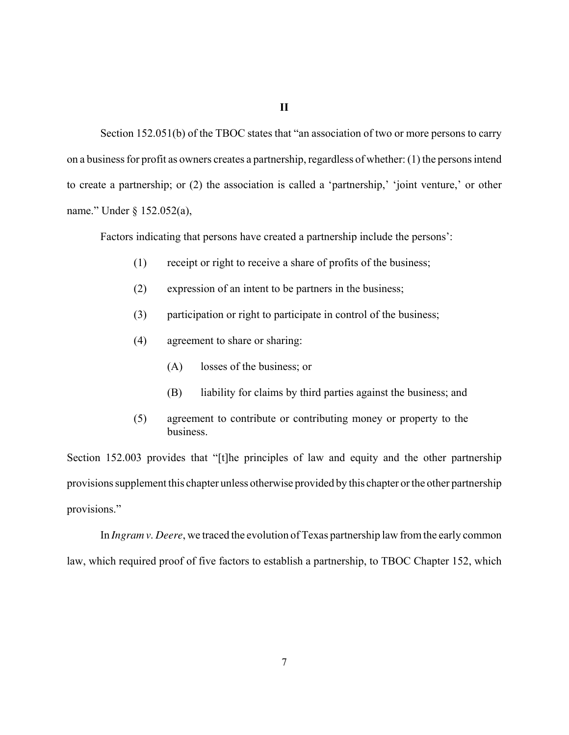## II

Section 152.051(b) of the TBOC states that "an association of two or more persons to carry on a business for profit as owners creates a partnership, regardless of whether: (1) the persons intend to create a partnership; or (2) the association is called a 'partnership,' 'joint venture,' or other name." Under § 152.052(a),

> Factors indicating that persons have created a partnership include the persons':
>
> (1) receipt or right to receive a share of profits of the business;
>
> (2) expression of an intent to be partners in the business;
>
> (3) participation or right to participate in control of the business;
>
> (4) agreement to share or sharing:
>
> (A) losses of the business; or
>
> (B) liability for claims by third parties against the business; and
>
> (5) agreement to contribute or contributing money or property to the business.

Section 152.003 provides that "[t]he principles of law and equity and the other partnership provisions supplement this chapter unless otherwise provided by this chapter or the other partnership provisions."

In *Ingram v. Deere*, we traced the evolution of Texas partnership law from the early common law, which required proof of five factors to establish a partnership, to TBOC Chapter 152, which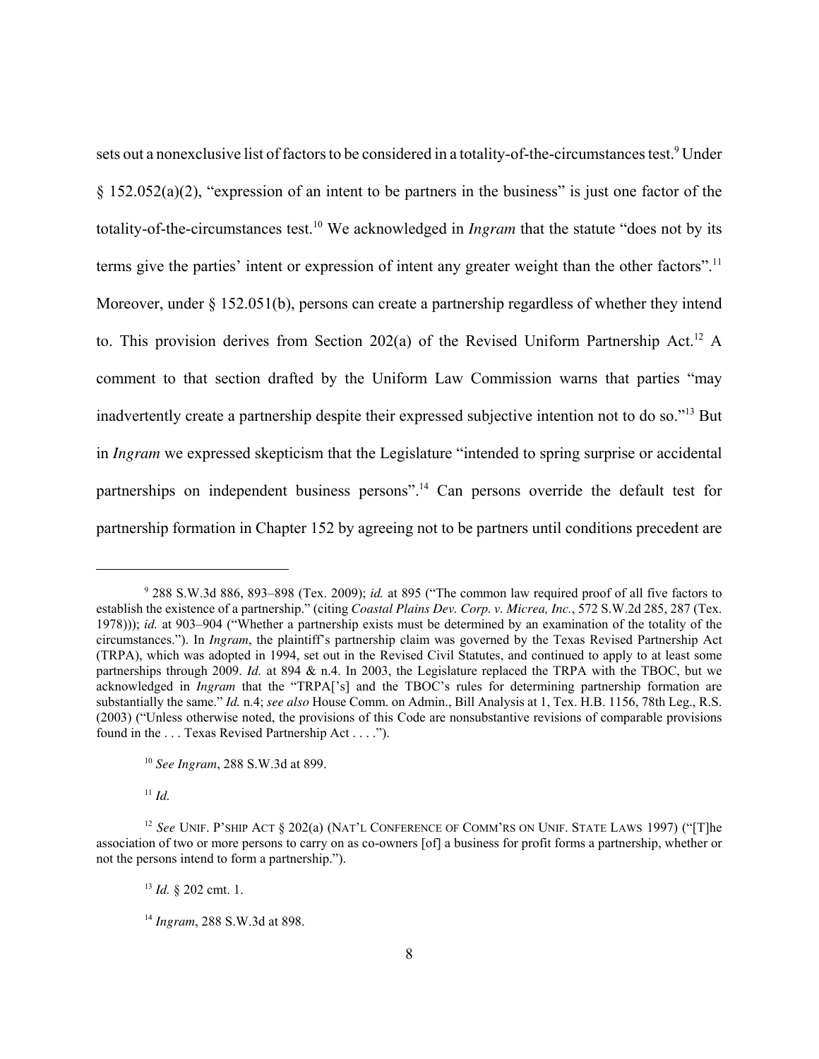sets out a nonexclusive list of factors to be considered in a totality-of-the-circumstances test.[9] Under § 152.052(a)(2), "expression of an intent to be partners in the business" is just one factor of the totality-of-the-circumstances test.[10] We acknowledged in *Ingram* that the statute "does not by its terms give the parties' intent or expression of intent any greater weight than the other factors".[11] Moreover, under § 152.051(b), persons can create a partnership regardless of whether they intend to. This provision derives from Section 202(a) of the Revised Uniform Partnership Act.[12] A comment to that section drafted by the Uniform Law Commission warns that parties "may inadvertently create a partnership despite their expressed subjective intention not to do so."[13] But in *Ingram* we expressed skepticism that the Legislature "intended to spring surprise or accidental partnerships on independent business persons".[14] Can persons override the default test for partnership formation in Chapter 152 by agreeing not to be partners until conditions precedent are

---

[9] 288 S.W.3d 886, 893–898 (Tex. 2009); *id.* at 895 ("The common law required proof of all five factors to establish the existence of a partnership." (citing *Coastal Plains Dev. Corp. v. Micrea, Inc.*, 572 S.W.2d 285, 287 (Tex. 1978))); *id.* at 903–904 ("Whether a partnership exists must be determined by an examination of the totality of the circumstances."). In *Ingram*, the plaintiff's partnership claim was governed by the Texas Revised Partnership Act (TRPA), which was adopted in 1994, set out in the Revised Civil Statutes, and continued to apply to at least some partnerships through 2009. *Id.* at 894 & n.4. In 2003, the Legislature replaced the TRPA with the TBOC, but we acknowledged in *Ingram* that the "TRPA['s] and the TBOC's rules for determining partnership formation are substantially the same." *Id.* n.4; *see also* House Comm. on Admin., Bill Analysis at 1, Tex. H.B. 1156, 78th Leg., R.S. (2003) ("Unless otherwise noted, the provisions of this Code are nonsubstantive revisions of comparable provisions found in the . . . Texas Revised Partnership Act . . . .").

[10] *See Ingram*, 288 S.W.3d at 899.

[11] *Id.*

[12] *See* UNIF. P'SHIP ACT § 202(a) (NAT'L CONFERENCE OF COMM'RS ON UNIF. STATE LAWS 1997) ("[T]he association of two or more persons to carry on as co-owners [of] a business for profit forms a partnership, whether or not the persons intend to form a partnership.").

[13] *Id.* § 202 cmt. 1.

[14] *Ingram*, 288 S.W.3d at 898.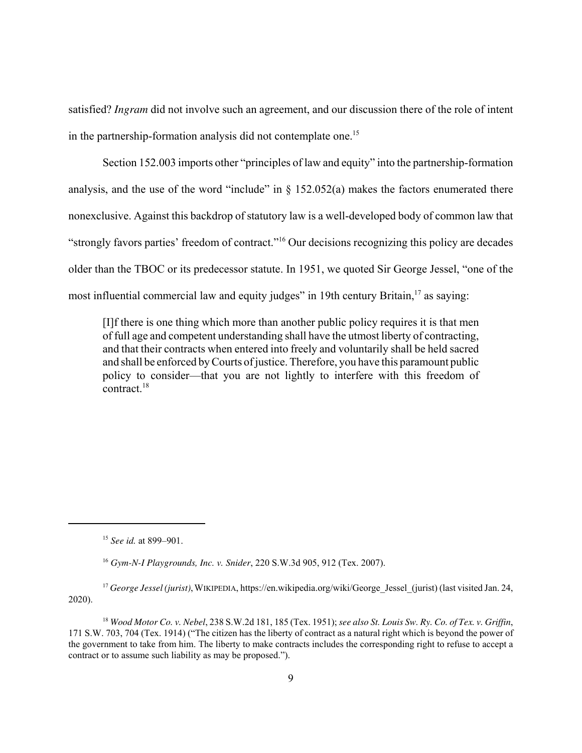satisfied? *Ingram* did not involve such an agreement, and our discussion there of the role of intent in the partnership-formation analysis did not contemplate one.[15]

Section 152.003 imports other "principles of law and equity" into the partnership-formation analysis, and the use of the word "include" in § 152.052(a) makes the factors enumerated there nonexclusive. Against this backdrop of statutory law is a well-developed body of common law that "strongly favors parties' freedom of contract."[16] Our decisions recognizing this policy are decades older than the TBOC or its predecessor statute. In 1951, we quoted Sir George Jessel, "one of the most influential commercial law and equity judges" in 19th century Britain,[17] as saying:

> [I]f there is one thing which more than another public policy requires it is that men of full age and competent understanding shall have the utmost liberty of contracting, and that their contracts when entered into freely and voluntarily shall be held sacred and shall be enforced by Courts of justice. Therefore, you have this paramount public policy to consider—that you are not lightly to interfere with this freedom of contract.[18]

---

[15] *See id.* at 899–901.

[16] *Gym-N-I Playgrounds, Inc. v. Snider*, 220 S.W.3d 905, 912 (Tex. 2007).

[17] *George Jessel (jurist)*, WIKIPEDIA, https://en.wikipedia.org/wiki/George_Jessel_(jurist) (last visited Jan. 24, 2020).

[18] *Wood Motor Co. v. Nebel*, 238 S.W.2d 181, 185 (Tex. 1951); *see also St. Louis Sw. Ry. Co. of Tex. v. Griffin*, 171 S.W. 703, 704 (Tex. 1914) ("The citizen has the liberty of contract as a natural right which is beyond the power of the government to take from him. The liberty to make contracts includes the corresponding right to refuse to accept a contract or to assume such liability as may be proposed.").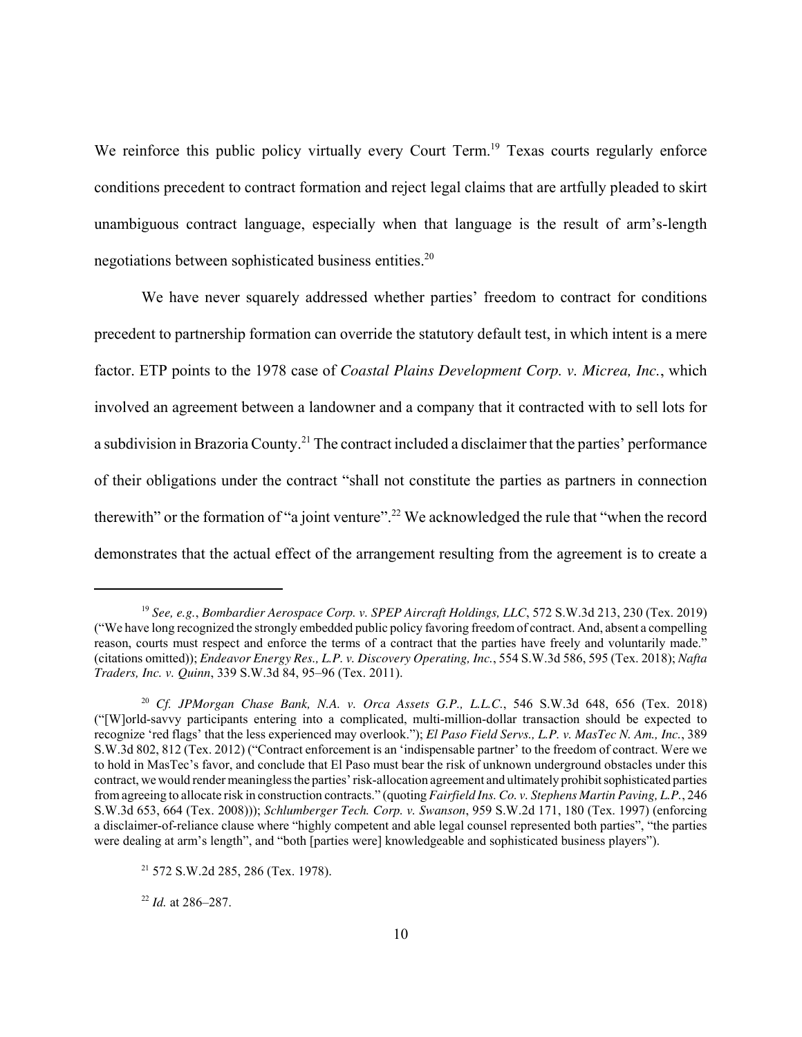We reinforce this public policy virtually every Court Term.[19] Texas courts regularly enforce conditions precedent to contract formation and reject legal claims that are artfully pleaded to skirt unambiguous contract language, especially when that language is the result of arm's-length negotiations between sophisticated business entities.[20]

We have never squarely addressed whether parties' freedom to contract for conditions precedent to partnership formation can override the statutory default test, in which intent is a mere factor. ETP points to the 1978 case of *Coastal Plains Development Corp. v. Micrea, Inc.*, which involved an agreement between a landowner and a company that it contracted with to sell lots for a subdivision in Brazoria County.[21] The contract included a disclaimer that the parties' performance of their obligations under the contract "shall not constitute the parties as partners in connection therewith" or the formation of "a joint venture".[22] We acknowledged the rule that "when the record demonstrates that the actual effect of the arrangement resulting from the agreement is to create a

---

[19] *See, e.g.*, *Bombardier Aerospace Corp. v. SPEP Aircraft Holdings, LLC*, 572 S.W.3d 213, 230 (Tex. 2019) ("We have long recognized the strongly embedded public policy favoring freedom of contract. And, absent a compelling reason, courts must respect and enforce the terms of a contract that the parties have freely and voluntarily made." (citations omitted)); *Endeavor Energy Res., L.P. v. Discovery Operating, Inc.*, 554 S.W.3d 586, 595 (Tex. 2018); *Nafta Traders, Inc. v. Quinn*, 339 S.W.3d 84, 95–96 (Tex. 2011).

[20] *Cf. JPMorgan Chase Bank, N.A. v. Orca Assets G.P., L.L.C.*, 546 S.W.3d 648, 656 (Tex. 2018) ("[W]orld-savvy participants entering into a complicated, multi-million-dollar transaction should be expected to recognize 'red flags' that the less experienced may overlook."); *El Paso Field Servs., L.P. v. MasTec N. Am., Inc.*, 389 S.W.3d 802, 812 (Tex. 2012) ("Contract enforcement is an 'indispensable partner' to the freedom of contract. Were we to hold in MasTec's favor, and conclude that El Paso must bear the risk of unknown underground obstacles under this contract, we would render meaningless the parties' risk-allocation agreement and ultimately prohibit sophisticated parties from agreeing to allocate risk in construction contracts." (quoting *Fairfield Ins. Co. v. Stephens Martin Paving, L.P.*, 246 S.W.3d 653, 664 (Tex. 2008))); *Schlumberger Tech. Corp. v. Swanson*, 959 S.W.2d 171, 180 (Tex. 1997) (enforcing a disclaimer-of-reliance clause where "highly competent and able legal counsel represented both parties", "the parties were dealing at arm's length", and "both [parties were] knowledgeable and sophisticated business players").

[21] 572 S.W.2d 285, 286 (Tex. 1978).

[22] *Id.* at 286–287.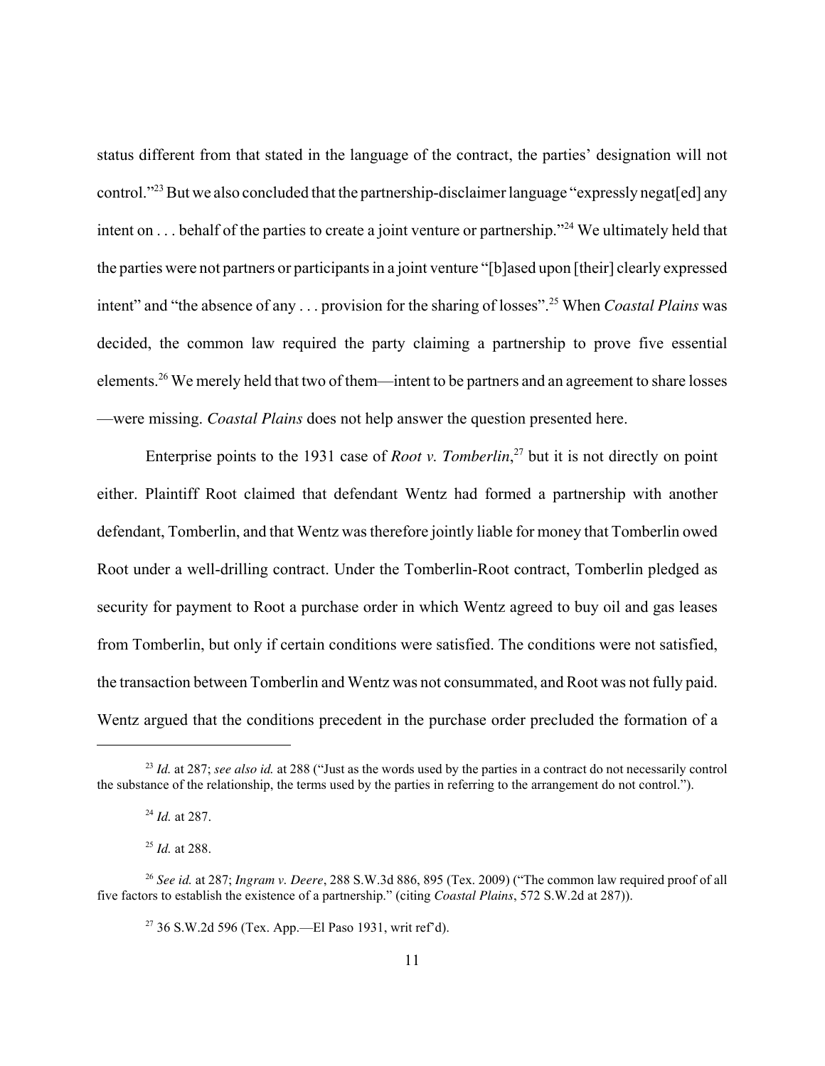status different from that stated in the language of the contract, the parties' designation will not control."[23] But we also concluded that the partnership-disclaimer language "expressly negat[ed] any intent on . . . behalf of the parties to create a joint venture or partnership."[24] We ultimately held that the parties were not partners or participants in a joint venture "[b]ased upon [their] clearly expressed intent" and "the absence of any . . . provision for the sharing of losses".[25] When *Coastal Plains* was decided, the common law required the party claiming a partnership to prove five essential elements.[26] We merely held that two of them—intent to be partners and an agreement to share losses —were missing. *Coastal Plains* does not help answer the question presented here.

Enterprise points to the 1931 case of *Root v. Tomberlin*,[27] but it is not directly on point either. Plaintiff Root claimed that defendant Wentz had formed a partnership with another defendant, Tomberlin, and that Wentz was therefore jointly liable for money that Tomberlin owed Root under a well-drilling contract. Under the Tomberlin-Root contract, Tomberlin pledged as security for payment to Root a purchase order in which Wentz agreed to buy oil and gas leases from Tomberlin, but only if certain conditions were satisfied. The conditions were not satisfied, the transaction between Tomberlin and Wentz was not consummated, and Root was not fully paid. Wentz argued that the conditions precedent in the purchase order precluded the formation of a

---

[23] *Id.* at 287; *see also id.* at 288 ("Just as the words used by the parties in a contract do not necessarily control the substance of the relationship, the terms used by the parties in referring to the arrangement do not control.").

[24] *Id.* at 287.

[25] *Id.* at 288.

[26] *See id.* at 287; *Ingram v. Deere*, 288 S.W.3d 886, 895 (Tex. 2009) ("The common law required proof of all five factors to establish the existence of a partnership." (citing *Coastal Plains*, 572 S.W.2d at 287)).

[27] 36 S.W.2d 596 (Tex. App.—El Paso 1931, writ ref'd).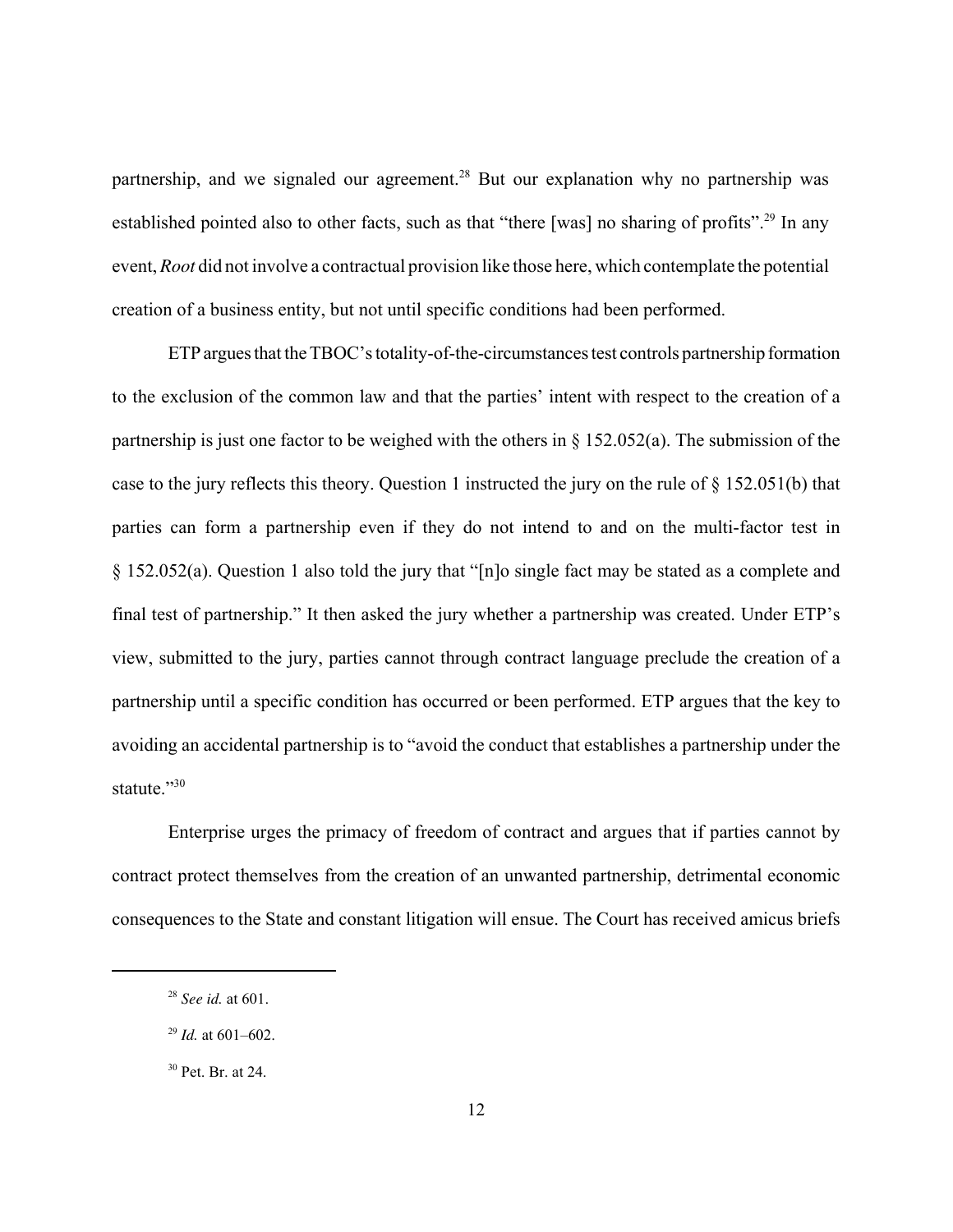partnership, and we signaled our agreement.[28] But our explanation why no partnership was established pointed also to other facts, such as that "there [was] no sharing of profits".[29] In any event, *Root* did not involve a contractual provision like those here, which contemplate the potential creation of a business entity, but not until specific conditions had been performed.

ETP argues that the TBOC's totality-of-the-circumstances test controls partnership formation to the exclusion of the common law and that the parties' intent with respect to the creation of a partnership is just one factor to be weighed with the others in § 152.052(a). The submission of the case to the jury reflects this theory. Question 1 instructed the jury on the rule of § 152.051(b) that parties can form a partnership even if they do not intend to and on the multi-factor test in § 152.052(a). Question 1 also told the jury that "[n]o single fact may be stated as a complete and final test of partnership." It then asked the jury whether a partnership was created. Under ETP's view, submitted to the jury, parties cannot through contract language preclude the creation of a partnership until a specific condition has occurred or been performed. ETP argues that the key to avoiding an accidental partnership is to "avoid the conduct that establishes a partnership under the statute."[30]

Enterprise urges the primacy of freedom of contract and argues that if parties cannot by contract protect themselves from the creation of an unwanted partnership, detrimental economic consequences to the State and constant litigation will ensue. The Court has received amicus briefs

---

[28] *See id.* at 601.

[29] *Id.* at 601–602.

[30] Pet. Br. at 24.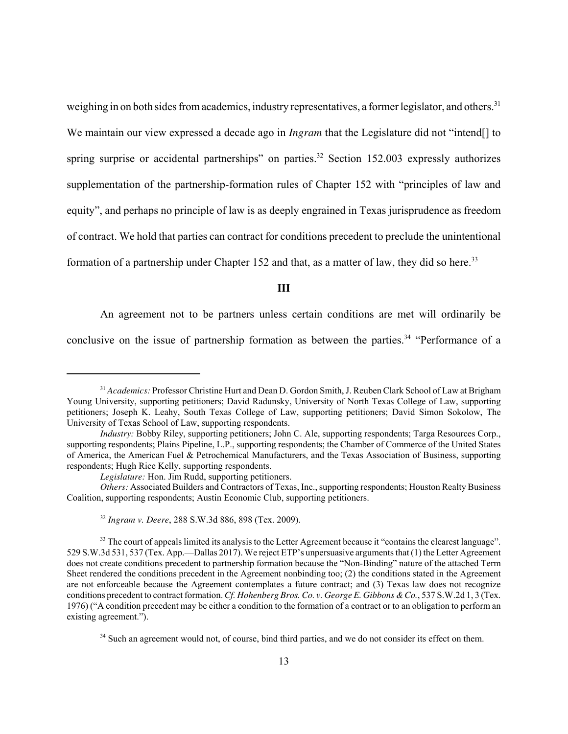weighing in on both sides from academics, industry representatives, a former legislator, and others.[31] We maintain our view expressed a decade ago in *Ingram* that the Legislature did not "intend[] to spring surprise or accidental partnerships" on parties.[32] Section 152.003 expressly authorizes supplementation of the partnership-formation rules of Chapter 152 with "principles of law and equity", and perhaps no principle of law is as deeply engrained in Texas jurisprudence as freedom of contract. We hold that parties can contract for conditions precedent to preclude the unintentional formation of a partnership under Chapter 152 and that, as a matter of law, they did so here.[33]

## III

An agreement not to be partners unless certain conditions are met will ordinarily be conclusive on the issue of partnership formation as between the parties.[34] "Performance of a

---

[31] *Academics:* Professor Christine Hurt and Dean D. Gordon Smith, J. Reuben Clark School of Law at Brigham Young University, supporting petitioners; David Radunsky, University of North Texas College of Law, supporting petitioners; Joseph K. Leahy, South Texas College of Law, supporting petitioners; David Simon Sokolow, The University of Texas School of Law, supporting respondents.

*Industry:* Bobby Riley, supporting petitioners; John C. Ale, supporting respondents; Targa Resources Corp., supporting respondents; Plains Pipeline, L.P., supporting respondents; the Chamber of Commerce of the United States of America, the American Fuel & Petrochemical Manufacturers, and the Texas Association of Business, supporting respondents; Hugh Rice Kelly, supporting respondents.

*Legislature:* Hon. Jim Rudd, supporting petitioners.

*Others:* Associated Builders and Contractors of Texas, Inc., supporting respondents; Houston Realty Business Coalition, supporting respondents; Austin Economic Club, supporting petitioners.

[32] *Ingram v. Deere*, 288 S.W.3d 886, 898 (Tex. 2009).

[33] The court of appeals limited its analysis to the Letter Agreement because it "contains the clearest language". 529 S.W.3d 531, 537 (Tex. App.—Dallas 2017). We reject ETP's unpersuasive arguments that (1) the Letter Agreement does not create conditions precedent to partnership formation because the "Non-Binding" nature of the attached Term Sheet rendered the conditions precedent in the Agreement nonbinding too; (2) the conditions stated in the Agreement are not enforceable because the Agreement contemplates a future contract; and (3) Texas law does not recognize conditions precedent to contract formation. *Cf. Hohenberg Bros. Co. v. George E. Gibbons & Co.*, 537 S.W.2d 1, 3 (Tex. 1976) ("A condition precedent may be either a condition to the formation of a contract or to an obligation to perform an existing agreement.").

[34] Such an agreement would not, of course, bind third parties, and we do not consider its effect on them.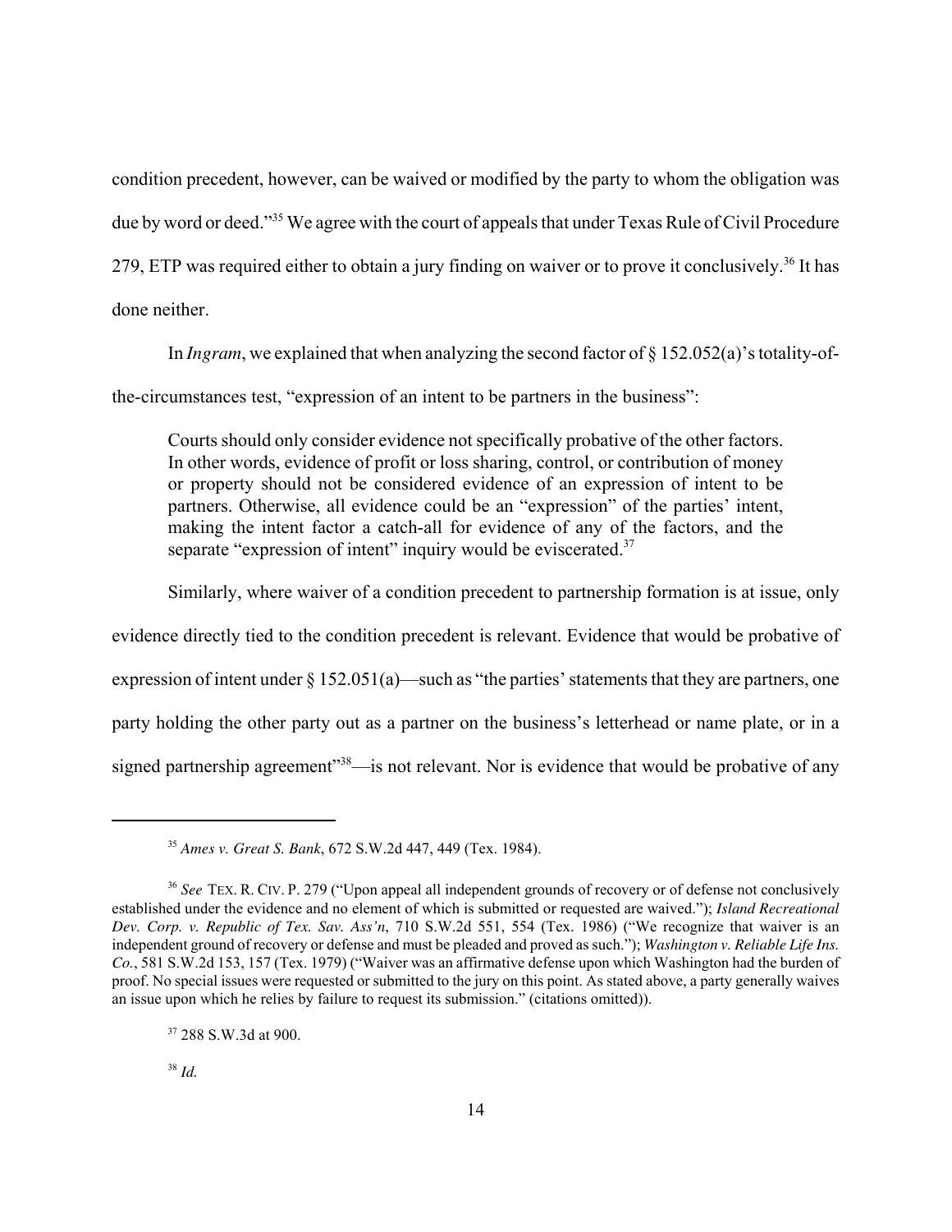condition precedent, however, can be waived or modified by the party to whom the obligation was due by word or deed."[35] We agree with the court of appeals that under Texas Rule of Civil Procedure 279, ETP was required either to obtain a jury finding on waiver or to prove it conclusively.[36] It has done neither.

In *Ingram*, we explained that when analyzing the second factor of § 152.052(a)'s totality-of-the-circumstances test, "expression of an intent to be partners in the business":

> Courts should only consider evidence not specifically probative of the other factors. In other words, evidence of profit or loss sharing, control, or contribution of money or property should not be considered evidence of an expression of intent to be partners. Otherwise, all evidence could be an "expression" of the parties' intent, making the intent factor a catch-all for evidence of any of the factors, and the separate "expression of intent" inquiry would be eviscerated.[37]

Similarly, where waiver of a condition precedent to partnership formation is at issue, only evidence directly tied to the condition precedent is relevant. Evidence that would be probative of expression of intent under § 152.051(a)—such as "the parties' statements that they are partners, one party holding the other party out as a partner on the business's letterhead or name plate, or in a signed partnership agreement"[38]—is not relevant. Nor is evidence that would be probative of any

---

[35] *Ames v. Great S. Bank*, 672 S.W.2d 447, 449 (Tex. 1984).

[36] *See* TEX. R. CIV. P. 279 ("Upon appeal all independent grounds of recovery or of defense not conclusively established under the evidence and no element of which is submitted or requested are waived."); *Island Recreational Dev. Corp. v. Republic of Tex. Sav. Ass'n*, 710 S.W.2d 551, 554 (Tex. 1986) ("We recognize that waiver is an independent ground of recovery or defense and must be pleaded and proved as such."); *Washington v. Reliable Life Ins. Co.*, 581 S.W.2d 153, 157 (Tex. 1979) ("Waiver was an affirmative defense upon which Washington had the burden of proof. No special issues were requested or submitted to the jury on this point. As stated above, a party generally waives an issue upon which he relies by failure to request its submission." (citations omitted)).

[37] 288 S.W.3d at 900.

[38] *Id.*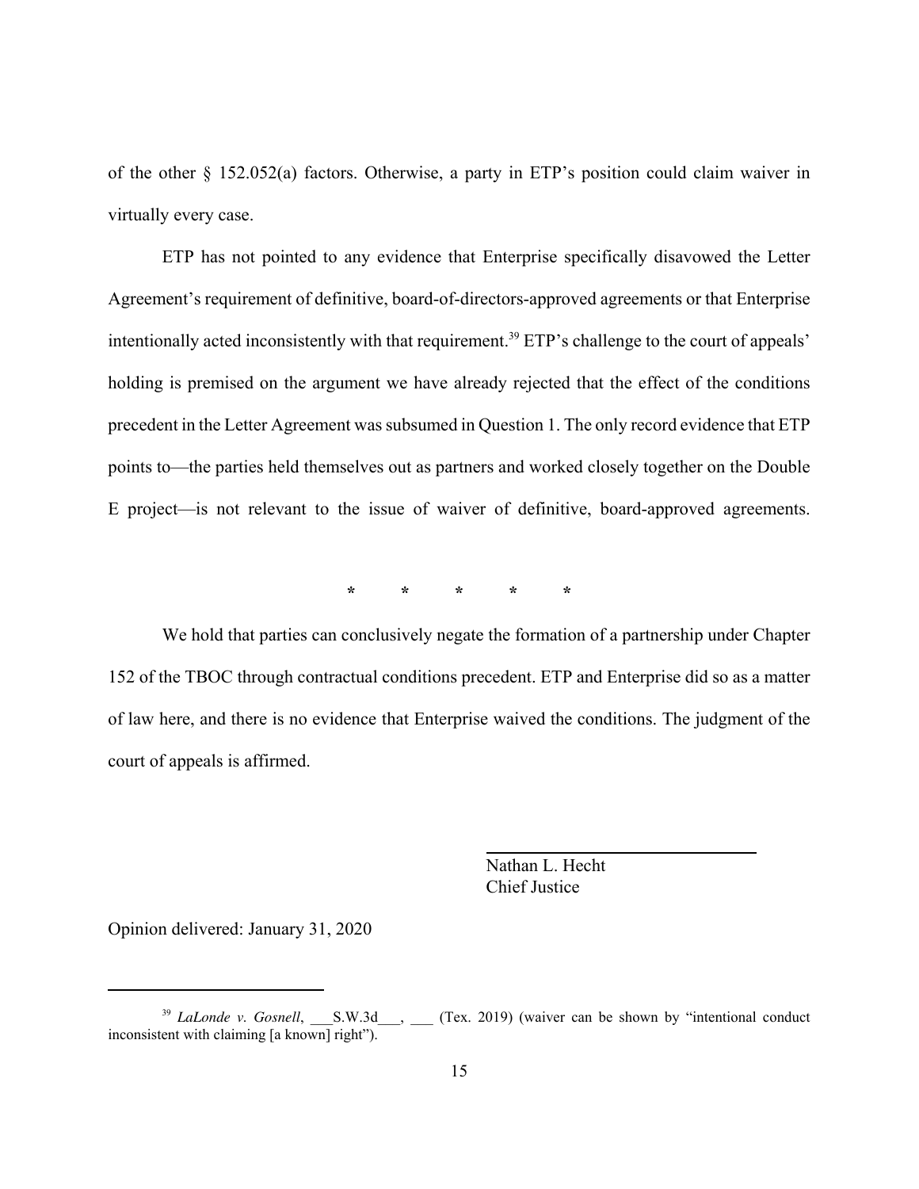of the other § 152.052(a) factors. Otherwise, a party in ETP's position could claim waiver in virtually every case.

ETP has not pointed to any evidence that Enterprise specifically disavowed the Letter Agreement's requirement of definitive, board-of-directors-approved agreements or that Enterprise intentionally acted inconsistently with that requirement.[39] ETP's challenge to the court of appeals' holding is premised on the argument we have already rejected that the effect of the conditions precedent in the Letter Agreement was subsumed in Question 1. The only record evidence that ETP points to—the parties held themselves out as partners and worked closely together on the Double E project—is not relevant to the issue of waiver of definitive, board-approved agreements.

\* \* \* \* \*

We hold that parties can conclusively negate the formation of a partnership under Chapter 152 of the TBOC through contractual conditions precedent. ETP and Enterprise did so as a matter of law here, and there is no evidence that Enterprise waived the conditions. The judgment of the court of appeals is affirmed.

Nathan L. Hecht
Chief Justice

Opinion delivered: January 31, 2020

---

[39] *LaLonde v. Gosnell*, ___S.W.3d___, ___ (Tex. 2019) (waiver can be shown by "intentional conduct inconsistent with claiming [a known] right").